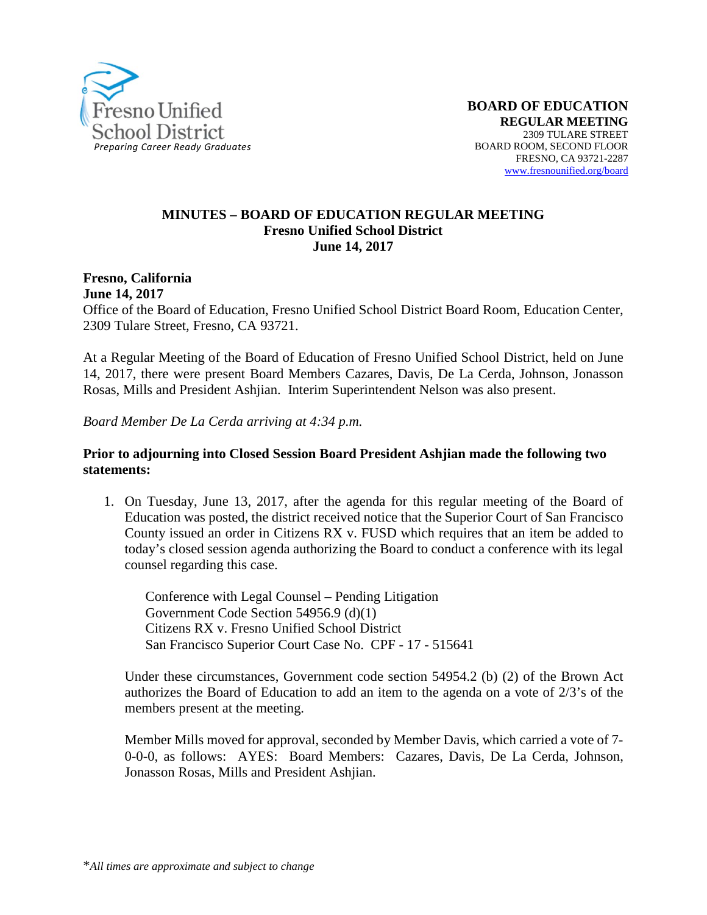Fresno Unified School District
*Preparing Career Ready Graduates*

**BOARD OF EDUCATION**
**REGULAR MEETING**
2309 TULARE STREET
BOARD ROOM, SECOND FLOOR
FRESNO, CA 93721-2287
www.fresnounified.org/board

# MINUTES – BOARD OF EDUCATION REGULAR MEETING
## Fresno Unified School District
## June 14, 2017

**Fresno, California**
**June 14, 2017**
Office of the Board of Education, Fresno Unified School District Board Room, Education Center, 2309 Tulare Street, Fresno, CA 93721.

At a Regular Meeting of the Board of Education of Fresno Unified School District, held on June 14, 2017, there were present Board Members Cazares, Davis, De La Cerda, Johnson, Jonasson Rosas, Mills and President Ashjian. Interim Superintendent Nelson was also present.

*Board Member De La Cerda arriving at 4:34 p.m.*

**Prior to adjourning into Closed Session Board President Ashjian made the following two statements:**

1. On Tuesday, June 13, 2017, after the agenda for this regular meeting of the Board of Education was posted, the district received notice that the Superior Court of San Francisco County issued an order in Citizens RX v. FUSD which requires that an item be added to today's closed session agenda authorizing the Board to conduct a conference with its legal counsel regarding this case.

   Conference with Legal Counsel – Pending Litigation
   Government Code Section 54956.9 (d)(1)
   Citizens RX v. Fresno Unified School District
   San Francisco Superior Court Case No. CPF - 17 - 515641

   Under these circumstances, Government code section 54954.2 (b) (2) of the Brown Act authorizes the Board of Education to add an item to the agenda on a vote of 2/3's of the members present at the meeting.

   Member Mills moved for approval, seconded by Member Davis, which carried a vote of 7-0-0-0, as follows: AYES: Board Members: Cazares, Davis, De La Cerda, Johnson, Jonasson Rosas, Mills and President Ashjian.

*\*All times are approximate and subject to change*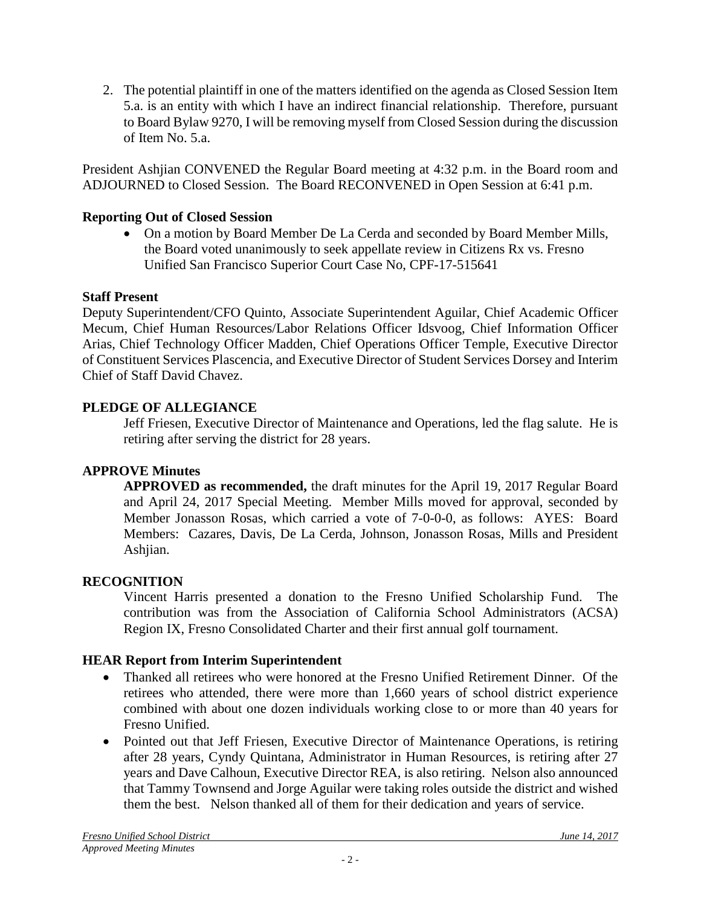2. The potential plaintiff in one of the matters identified on the agenda as Closed Session Item 5.a. is an entity with which I have an indirect financial relationship. Therefore, pursuant to Board Bylaw 9270, I will be removing myself from Closed Session during the discussion of Item No. 5.a.

President Ashjian CONVENED the Regular Board meeting at 4:32 p.m. in the Board room and ADJOURNED to Closed Session. The Board RECONVENED in Open Session at 6:41 p.m.

**Reporting Out of Closed Session**

- On a motion by Board Member De La Cerda and seconded by Board Member Mills, the Board voted unanimously to seek appellate review in Citizens Rx vs. Fresno Unified San Francisco Superior Court Case No, CPF-17-515641

**Staff Present**

Deputy Superintendent/CFO Quinto, Associate Superintendent Aguilar, Chief Academic Officer Mecum, Chief Human Resources/Labor Relations Officer Idsvoog, Chief Information Officer Arias, Chief Technology Officer Madden, Chief Operations Officer Temple, Executive Director of Constituent Services Plascencia, and Executive Director of Student Services Dorsey and Interim Chief of Staff David Chavez.

**PLEDGE OF ALLEGIANCE**

Jeff Friesen, Executive Director of Maintenance and Operations, led the flag salute. He is retiring after serving the district for 28 years.

**APPROVE Minutes**

**APPROVED as recommended,** the draft minutes for the April 19, 2017 Regular Board and April 24, 2017 Special Meeting. Member Mills moved for approval, seconded by Member Jonasson Rosas, which carried a vote of 7-0-0-0, as follows: AYES: Board Members: Cazares, Davis, De La Cerda, Johnson, Jonasson Rosas, Mills and President Ashjian.

**RECOGNITION**

Vincent Harris presented a donation to the Fresno Unified Scholarship Fund. The contribution was from the Association of California School Administrators (ACSA) Region IX, Fresno Consolidated Charter and their first annual golf tournament.

**HEAR Report from Interim Superintendent**

- Thanked all retirees who were honored at the Fresno Unified Retirement Dinner. Of the retirees who attended, there were more than 1,660 years of school district experience combined with about one dozen individuals working close to or more than 40 years for Fresno Unified.
- Pointed out that Jeff Friesen, Executive Director of Maintenance Operations, is retiring after 28 years, Cyndy Quintana, Administrator in Human Resources, is retiring after 27 years and Dave Calhoun, Executive Director REA, is also retiring. Nelson also announced that Tammy Townsend and Jorge Aguilar were taking roles outside the district and wished them the best. Nelson thanked all of them for their dedication and years of service.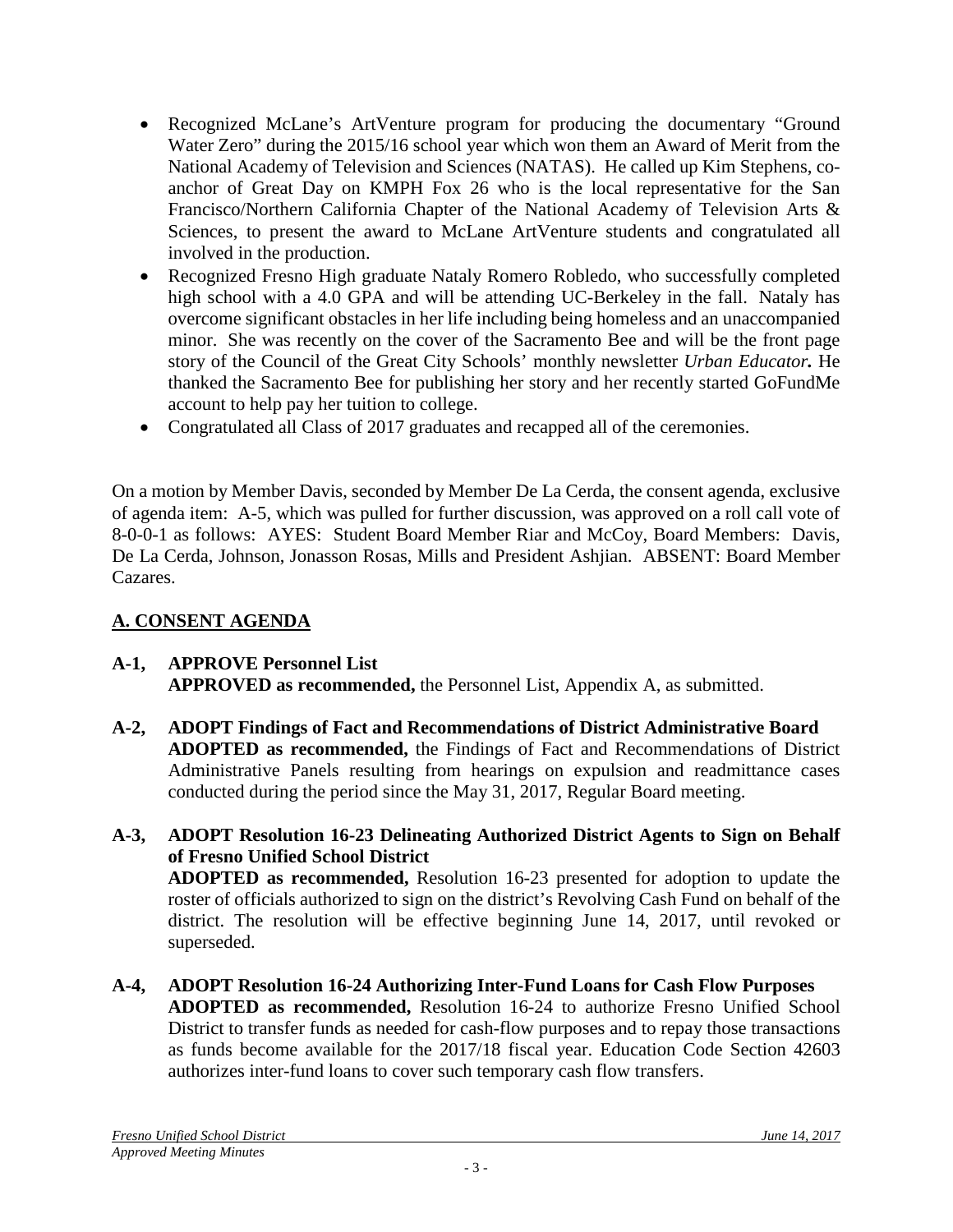- Recognized McLane's ArtVenture program for producing the documentary "Ground Water Zero" during the 2015/16 school year which won them an Award of Merit from the National Academy of Television and Sciences (NATAS). He called up Kim Stephens, co-anchor of Great Day on KMPH Fox 26 who is the local representative for the San Francisco/Northern California Chapter of the National Academy of Television Arts & Sciences, to present the award to McLane ArtVenture students and congratulated all involved in the production.
- Recognized Fresno High graduate Nataly Romero Robledo, who successfully completed high school with a 4.0 GPA and will be attending UC-Berkeley in the fall. Nataly has overcome significant obstacles in her life including being homeless and an unaccompanied minor. She was recently on the cover of the Sacramento Bee and will be the front page story of the Council of the Great City Schools' monthly newsletter *Urban Educator.* He thanked the Sacramento Bee for publishing her story and her recently started GoFundMe account to help pay her tuition to college.
- Congratulated all Class of 2017 graduates and recapped all of the ceremonies.

On a motion by Member Davis, seconded by Member De La Cerda, the consent agenda, exclusive of agenda item: A-5, which was pulled for further discussion, was approved on a roll call vote of 8-0-0-1 as follows: AYES: Student Board Member Riar and McCoy, Board Members: Davis, De La Cerda, Johnson, Jonasson Rosas, Mills and President Ashjian. ABSENT: Board Member Cazares.

## A. CONSENT AGENDA

**A-1, APPROVE Personnel List**
**APPROVED as recommended,** the Personnel List, Appendix A, as submitted.

**A-2, ADOPT Findings of Fact and Recommendations of District Administrative Board**
**ADOPTED as recommended,** the Findings of Fact and Recommendations of District Administrative Panels resulting from hearings on expulsion and readmittance cases conducted during the period since the May 31, 2017, Regular Board meeting.

**A-3, ADOPT Resolution 16-23 Delineating Authorized District Agents to Sign on Behalf of Fresno Unified School District**
**ADOPTED as recommended,** Resolution 16-23 presented for adoption to update the roster of officials authorized to sign on the district's Revolving Cash Fund on behalf of the district. The resolution will be effective beginning June 14, 2017, until revoked or superseded.

**A-4, ADOPT Resolution 16-24 Authorizing Inter-Fund Loans for Cash Flow Purposes**
**ADOPTED as recommended,** Resolution 16-24 to authorize Fresno Unified School District to transfer funds as needed for cash-flow purposes and to repay those transactions as funds become available for the 2017/18 fiscal year. Education Code Section 42603 authorizes inter-fund loans to cover such temporary cash flow transfers.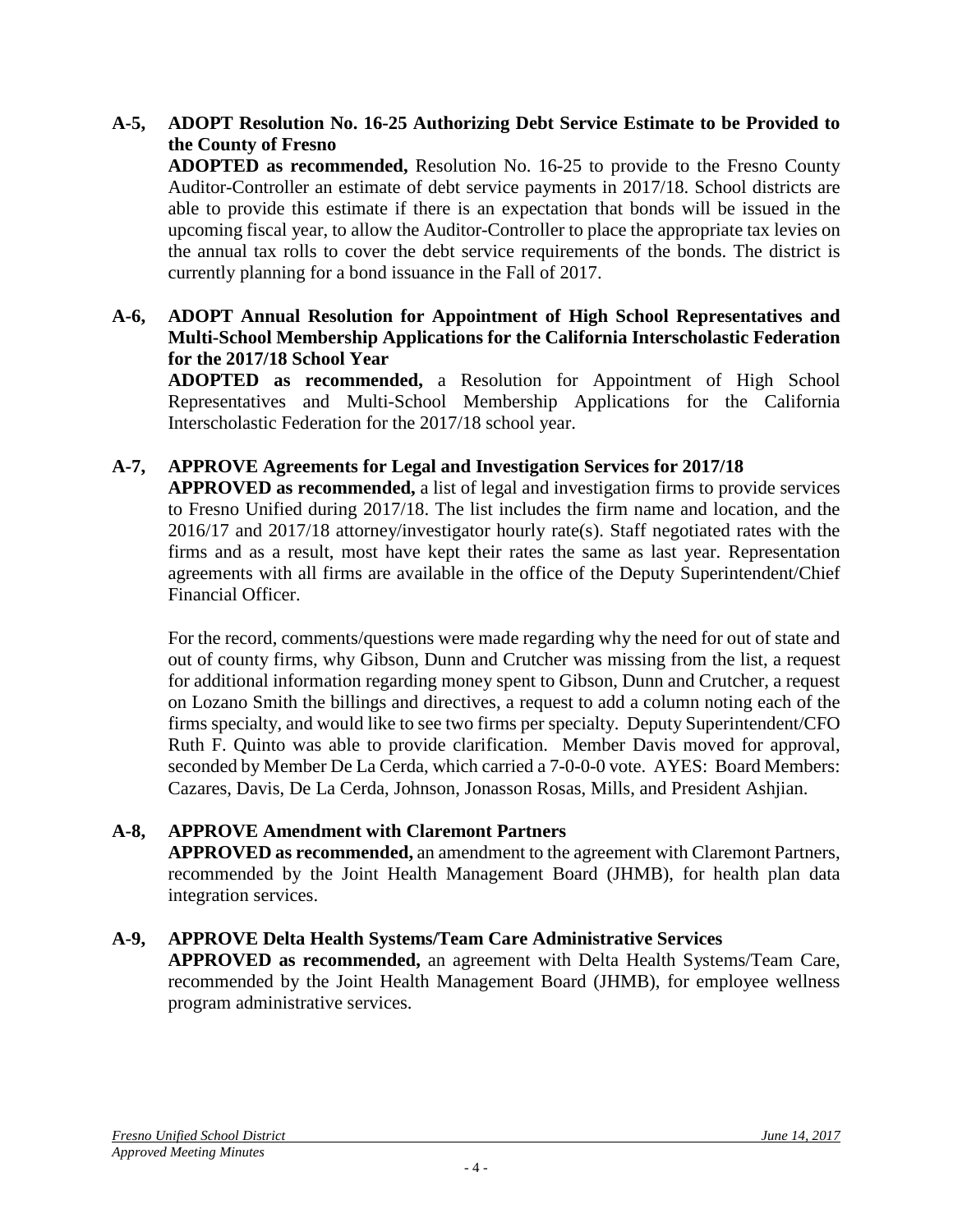**A-5, ADOPT Resolution No. 16-25 Authorizing Debt Service Estimate to be Provided to the County of Fresno**

**ADOPTED as recommended,** Resolution No. 16-25 to provide to the Fresno County Auditor-Controller an estimate of debt service payments in 2017/18. School districts are able to provide this estimate if there is an expectation that bonds will be issued in the upcoming fiscal year, to allow the Auditor-Controller to place the appropriate tax levies on the annual tax rolls to cover the debt service requirements of the bonds. The district is currently planning for a bond issuance in the Fall of 2017.

**A-6, ADOPT Annual Resolution for Appointment of High School Representatives and Multi-School Membership Applications for the California Interscholastic Federation for the 2017/18 School Year**

**ADOPTED as recommended,** a Resolution for Appointment of High School Representatives and Multi-School Membership Applications for the California Interscholastic Federation for the 2017/18 school year.

**A-7, APPROVE Agreements for Legal and Investigation Services for 2017/18**

**APPROVED as recommended,** a list of legal and investigation firms to provide services to Fresno Unified during 2017/18. The list includes the firm name and location, and the 2016/17 and 2017/18 attorney/investigator hourly rate(s). Staff negotiated rates with the firms and as a result, most have kept their rates the same as last year. Representation agreements with all firms are available in the office of the Deputy Superintendent/Chief Financial Officer.

For the record, comments/questions were made regarding why the need for out of state and out of county firms, why Gibson, Dunn and Crutcher was missing from the list, a request for additional information regarding money spent to Gibson, Dunn and Crutcher, a request on Lozano Smith the billings and directives, a request to add a column noting each of the firms specialty, and would like to see two firms per specialty. Deputy Superintendent/CFO Ruth F. Quinto was able to provide clarification. Member Davis moved for approval, seconded by Member De La Cerda, which carried a 7-0-0-0 vote. AYES: Board Members: Cazares, Davis, De La Cerda, Johnson, Jonasson Rosas, Mills, and President Ashjian.

**A-8, APPROVE Amendment with Claremont Partners**

**APPROVED as recommended,** an amendment to the agreement with Claremont Partners, recommended by the Joint Health Management Board (JHMB), for health plan data integration services.

**A-9, APPROVE Delta Health Systems/Team Care Administrative Services**

**APPROVED as recommended,** an agreement with Delta Health Systems/Team Care, recommended by the Joint Health Management Board (JHMB), for employee wellness program administrative services.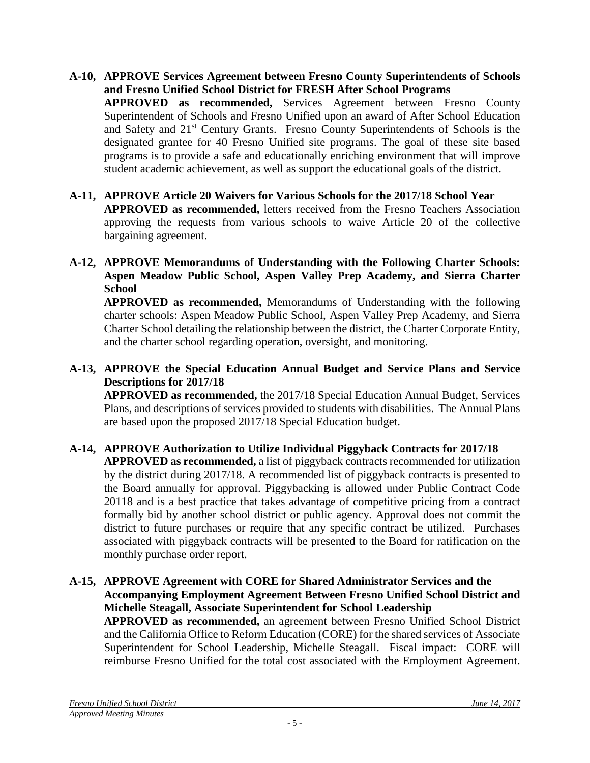**A-10, APPROVE Services Agreement between Fresno County Superintendents of Schools and Fresno Unified School District for FRESH After School Programs**

**APPROVED as recommended,** Services Agreement between Fresno County Superintendent of Schools and Fresno Unified upon an award of After School Education and Safety and 21st Century Grants. Fresno County Superintendents of Schools is the designated grantee for 40 Fresno Unified site programs. The goal of these site based programs is to provide a safe and educationally enriching environment that will improve student academic achievement, as well as support the educational goals of the district.

**A-11, APPROVE Article 20 Waivers for Various Schools for the 2017/18 School Year**

**APPROVED as recommended,** letters received from the Fresno Teachers Association approving the requests from various schools to waive Article 20 of the collective bargaining agreement.

**A-12, APPROVE Memorandums of Understanding with the Following Charter Schools: Aspen Meadow Public School, Aspen Valley Prep Academy, and Sierra Charter School**

**APPROVED as recommended,** Memorandums of Understanding with the following charter schools: Aspen Meadow Public School, Aspen Valley Prep Academy, and Sierra Charter School detailing the relationship between the district, the Charter Corporate Entity, and the charter school regarding operation, oversight, and monitoring.

**A-13, APPROVE the Special Education Annual Budget and Service Plans and Service Descriptions for 2017/18**

**APPROVED as recommended,** the 2017/18 Special Education Annual Budget, Services Plans, and descriptions of services provided to students with disabilities. The Annual Plans are based upon the proposed 2017/18 Special Education budget.

**A-14, APPROVE Authorization to Utilize Individual Piggyback Contracts for 2017/18**

**APPROVED as recommended,** a list of piggyback contracts recommended for utilization by the district during 2017/18. A recommended list of piggyback contracts is presented to the Board annually for approval. Piggybacking is allowed under Public Contract Code 20118 and is a best practice that takes advantage of competitive pricing from a contract formally bid by another school district or public agency. Approval does not commit the district to future purchases or require that any specific contract be utilized. Purchases associated with piggyback contracts will be presented to the Board for ratification on the monthly purchase order report.

**A-15, APPROVE Agreement with CORE for Shared Administrator Services and the Accompanying Employment Agreement Between Fresno Unified School District and Michelle Steagall, Associate Superintendent for School Leadership**

**APPROVED as recommended,** an agreement between Fresno Unified School District and the California Office to Reform Education (CORE) for the shared services of Associate Superintendent for School Leadership, Michelle Steagall. Fiscal impact: CORE will reimburse Fresno Unified for the total cost associated with the Employment Agreement.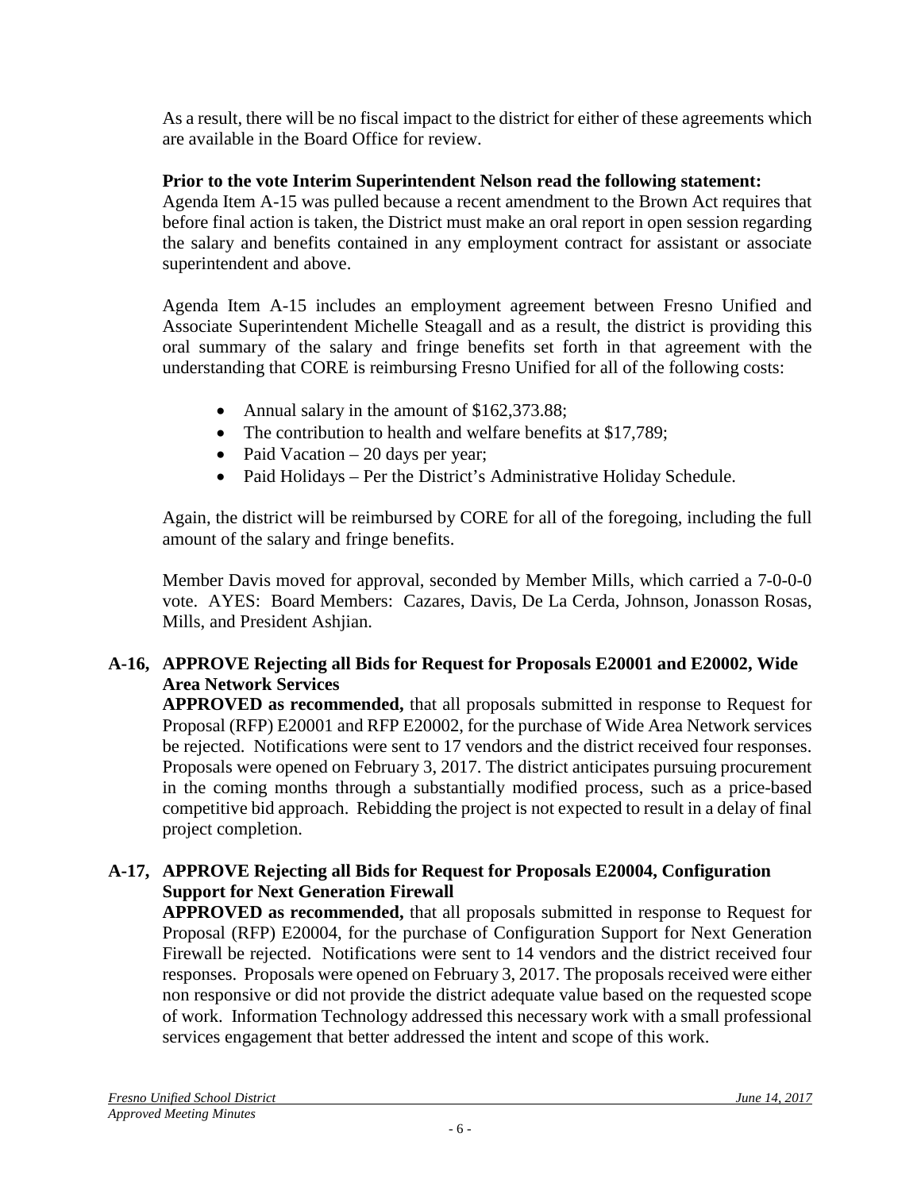As a result, there will be no fiscal impact to the district for either of these agreements which are available in the Board Office for review.

**Prior to the vote Interim Superintendent Nelson read the following statement:**
Agenda Item A-15 was pulled because a recent amendment to the Brown Act requires that before final action is taken, the District must make an oral report in open session regarding the salary and benefits contained in any employment contract for assistant or associate superintendent and above.

Agenda Item A-15 includes an employment agreement between Fresno Unified and Associate Superintendent Michelle Steagall and as a result, the district is providing this oral summary of the salary and fringe benefits set forth in that agreement with the understanding that CORE is reimbursing Fresno Unified for all of the following costs:

- Annual salary in the amount of $162,373.88;
- The contribution to health and welfare benefits at $17,789;
- Paid Vacation – 20 days per year;
- Paid Holidays – Per the District's Administrative Holiday Schedule.

Again, the district will be reimbursed by CORE for all of the foregoing, including the full amount of the salary and fringe benefits.

Member Davis moved for approval, seconded by Member Mills, which carried a 7-0-0-0 vote. AYES: Board Members: Cazares, Davis, De La Cerda, Johnson, Jonasson Rosas, Mills, and President Ashjian.

**A-16, APPROVE Rejecting all Bids for Request for Proposals E20001 and E20002, Wide Area Network Services**
**APPROVED as recommended,** that all proposals submitted in response to Request for Proposal (RFP) E20001 and RFP E20002, for the purchase of Wide Area Network services be rejected. Notifications were sent to 17 vendors and the district received four responses. Proposals were opened on February 3, 2017. The district anticipates pursuing procurement in the coming months through a substantially modified process, such as a price-based competitive bid approach. Rebidding the project is not expected to result in a delay of final project completion.

**A-17, APPROVE Rejecting all Bids for Request for Proposals E20004, Configuration Support for Next Generation Firewall**
**APPROVED as recommended,** that all proposals submitted in response to Request for Proposal (RFP) E20004, for the purchase of Configuration Support for Next Generation Firewall be rejected. Notifications were sent to 14 vendors and the district received four responses. Proposals were opened on February 3, 2017. The proposals received were either non responsive or did not provide the district adequate value based on the requested scope of work. Information Technology addressed this necessary work with a small professional services engagement that better addressed the intent and scope of this work.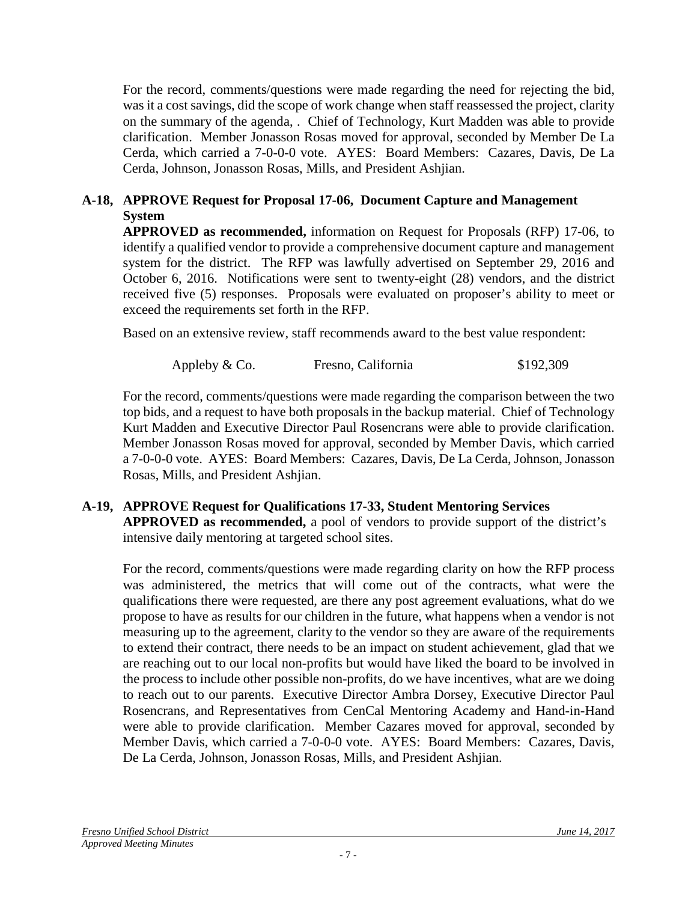For the record, comments/questions were made regarding the need for rejecting the bid, was it a cost savings, did the scope of work change when staff reassessed the project, clarity on the summary of the agenda, . Chief of Technology, Kurt Madden was able to provide clarification. Member Jonasson Rosas moved for approval, seconded by Member De La Cerda, which carried a 7-0-0-0 vote. AYES: Board Members: Cazares, Davis, De La Cerda, Johnson, Jonasson Rosas, Mills, and President Ashjian.

**A-18, APPROVE Request for Proposal 17-06, Document Capture and Management System**

**APPROVED as recommended,** information on Request for Proposals (RFP) 17-06, to identify a qualified vendor to provide a comprehensive document capture and management system for the district. The RFP was lawfully advertised on September 29, 2016 and October 6, 2016. Notifications were sent to twenty-eight (28) vendors, and the district received five (5) responses. Proposals were evaluated on proposer's ability to meet or exceed the requirements set forth in the RFP.

Based on an extensive review, staff recommends award to the best value respondent:

| | | |
|---|---|---|
| Appleby & Co. | Fresno, California | $192,309 |

For the record, comments/questions were made regarding the comparison between the two top bids, and a request to have both proposals in the backup material. Chief of Technology Kurt Madden and Executive Director Paul Rosencrans were able to provide clarification. Member Jonasson Rosas moved for approval, seconded by Member Davis, which carried a 7-0-0-0 vote. AYES: Board Members: Cazares, Davis, De La Cerda, Johnson, Jonasson Rosas, Mills, and President Ashjian.

**A-19, APPROVE Request for Qualifications 17-33, Student Mentoring Services**

**APPROVED as recommended,** a pool of vendors to provide support of the district's intensive daily mentoring at targeted school sites.

For the record, comments/questions were made regarding clarity on how the RFP process was administered, the metrics that will come out of the contracts, what were the qualifications there were requested, are there any post agreement evaluations, what do we propose to have as results for our children in the future, what happens when a vendor is not measuring up to the agreement, clarity to the vendor so they are aware of the requirements to extend their contract, there needs to be an impact on student achievement, glad that we are reaching out to our local non-profits but would have liked the board to be involved in the process to include other possible non-profits, do we have incentives, what are we doing to reach out to our parents. Executive Director Ambra Dorsey, Executive Director Paul Rosencrans, and Representatives from CenCal Mentoring Academy and Hand-in-Hand were able to provide clarification. Member Cazares moved for approval, seconded by Member Davis, which carried a 7-0-0-0 vote. AYES: Board Members: Cazares, Davis, De La Cerda, Johnson, Jonasson Rosas, Mills, and President Ashjian.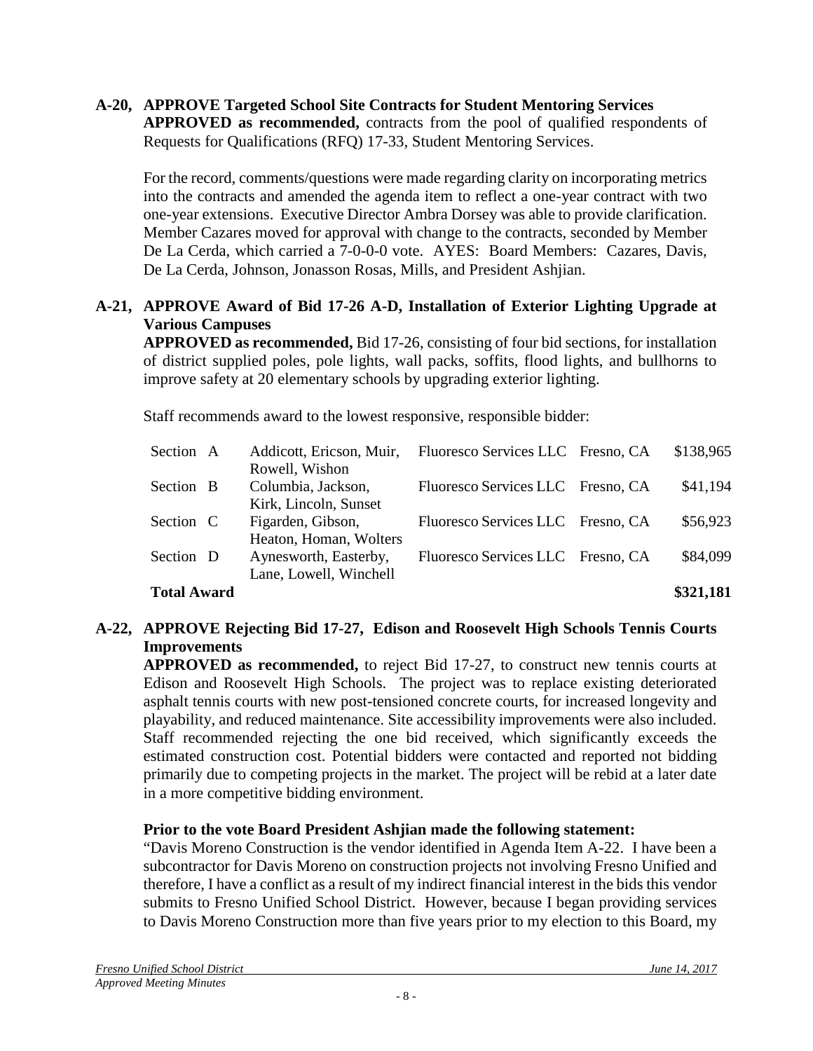**A-20, APPROVE Targeted School Site Contracts for Student Mentoring Services**
**APPROVED as recommended,** contracts from the pool of qualified respondents of Requests for Qualifications (RFQ) 17-33, Student Mentoring Services.

For the record, comments/questions were made regarding clarity on incorporating metrics into the contracts and amended the agenda item to reflect a one-year contract with two one-year extensions. Executive Director Ambra Dorsey was able to provide clarification. Member Cazares moved for approval with change to the contracts, seconded by Member De La Cerda, which carried a 7-0-0-0 vote. AYES: Board Members: Cazares, Davis, De La Cerda, Johnson, Jonasson Rosas, Mills, and President Ashjian.

**A-21, APPROVE Award of Bid 17-26 A-D, Installation of Exterior Lighting Upgrade at Various Campuses**
**APPROVED as recommended,** Bid 17-26, consisting of four bid sections, for installation of district supplied poles, pole lights, wall packs, soffits, flood lights, and bullhorns to improve safety at 20 elementary schools by upgrading exterior lighting.

Staff recommends award to the lowest responsive, responsible bidder:

| | | | | |
|---|---|---|---|---|
| Section A | Addicott, Ericson, Muir, Rowell, Wishon | Fluoresco Services LLC | Fresno, CA | $138,965 |
| Section B | Columbia, Jackson, Kirk, Lincoln, Sunset | Fluoresco Services LLC | Fresno, CA | $41,194 |
| Section C | Figarden, Gibson, Heaton, Homan, Wolters | Fluoresco Services LLC | Fresno, CA | $56,923 |
| Section D | Aynesworth, Easterby, Lane, Lowell, Winchell | Fluoresco Services LLC | Fresno, CA | $84,099 |
| **Total Award** | | | | **$321,181** |

**A-22, APPROVE Rejecting Bid 17-27, Edison and Roosevelt High Schools Tennis Courts Improvements**
**APPROVED as recommended,** to reject Bid 17-27, to construct new tennis courts at Edison and Roosevelt High Schools. The project was to replace existing deteriorated asphalt tennis courts with new post-tensioned concrete courts, for increased longevity and playability, and reduced maintenance. Site accessibility improvements were also included. Staff recommended rejecting the one bid received, which significantly exceeds the estimated construction cost. Potential bidders were contacted and reported not bidding primarily due to competing projects in the market. The project will be rebid at a later date in a more competitive bidding environment.

**Prior to the vote Board President Ashjian made the following statement:**
"Davis Moreno Construction is the vendor identified in Agenda Item A-22. I have been a subcontractor for Davis Moreno on construction projects not involving Fresno Unified and therefore, I have a conflict as a result of my indirect financial interest in the bids this vendor submits to Fresno Unified School District. However, because I began providing services to Davis Moreno Construction more than five years prior to my election to this Board, my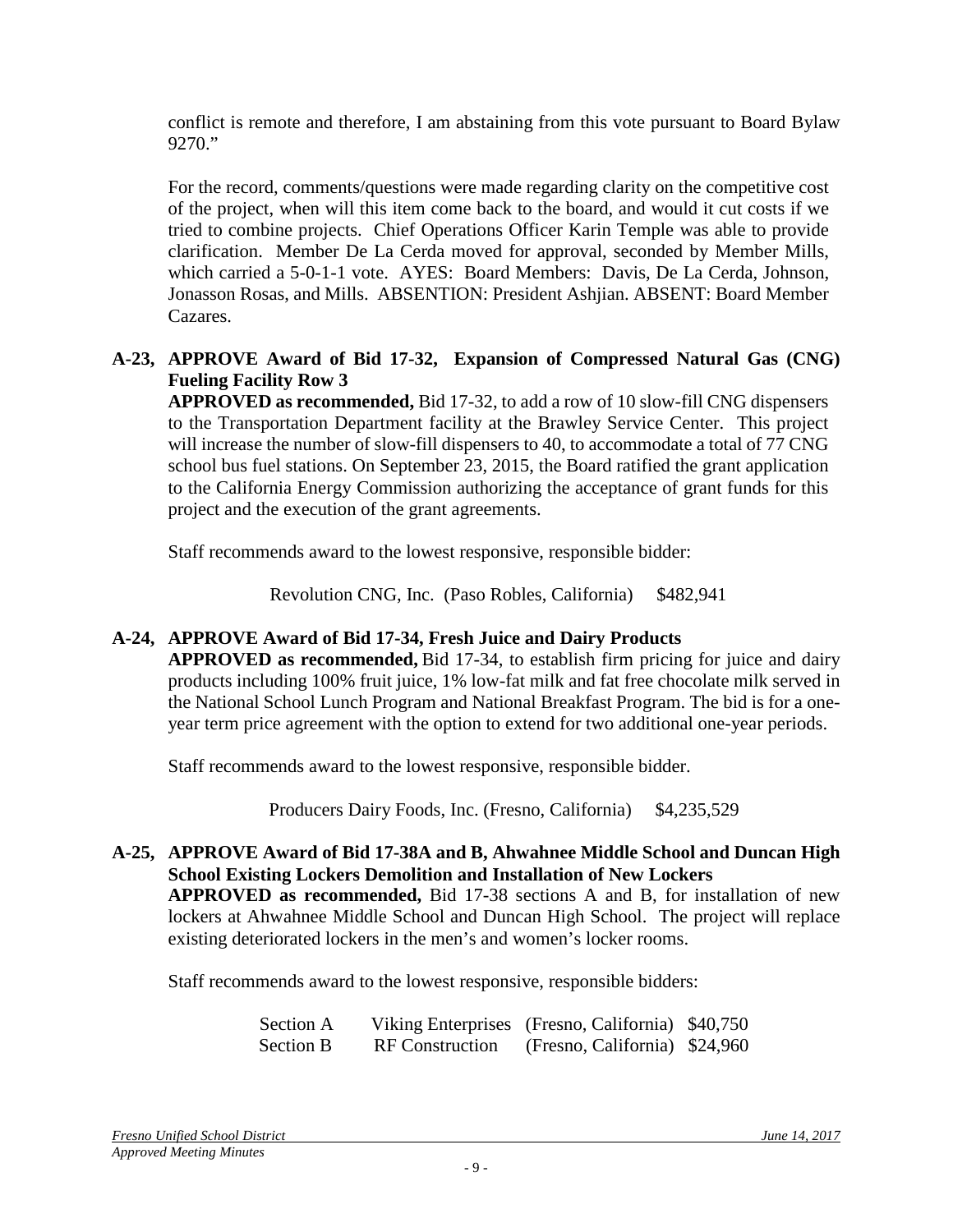conflict is remote and therefore, I am abstaining from this vote pursuant to Board Bylaw 9270."

For the record, comments/questions were made regarding clarity on the competitive cost of the project, when will this item come back to the board, and would it cut costs if we tried to combine projects. Chief Operations Officer Karin Temple was able to provide clarification. Member De La Cerda moved for approval, seconded by Member Mills, which carried a 5-0-1-1 vote. AYES: Board Members: Davis, De La Cerda, Johnson, Jonasson Rosas, and Mills. ABSENTION: President Ashjian. ABSENT: Board Member Cazares.

**A-23, APPROVE Award of Bid 17-32, Expansion of Compressed Natural Gas (CNG) Fueling Facility Row 3**

**APPROVED as recommended,** Bid 17-32, to add a row of 10 slow-fill CNG dispensers to the Transportation Department facility at the Brawley Service Center. This project will increase the number of slow-fill dispensers to 40, to accommodate a total of 77 CNG school bus fuel stations. On September 23, 2015, the Board ratified the grant application to the California Energy Commission authorizing the acceptance of grant funds for this project and the execution of the grant agreements.

Staff recommends award to the lowest responsive, responsible bidder:

Revolution CNG, Inc. (Paso Robles, California) $482,941

**A-24, APPROVE Award of Bid 17-34, Fresh Juice and Dairy Products**

**APPROVED as recommended,** Bid 17-34, to establish firm pricing for juice and dairy products including 100% fruit juice, 1% low-fat milk and fat free chocolate milk served in the National School Lunch Program and National Breakfast Program. The bid is for a one-year term price agreement with the option to extend for two additional one-year periods.

Staff recommends award to the lowest responsive, responsible bidder.

Producers Dairy Foods, Inc. (Fresno, California) $4,235,529

**A-25, APPROVE Award of Bid 17-38A and B, Ahwahnee Middle School and Duncan High School Existing Lockers Demolition and Installation of New Lockers**

**APPROVED as recommended,** Bid 17-38 sections A and B, for installation of new lockers at Ahwahnee Middle School and Duncan High School. The project will replace existing deteriorated lockers in the men's and women's locker rooms.

Staff recommends award to the lowest responsive, responsible bidders:

| | | | |
|---|---|---|---|
| Section A | Viking Enterprises | (Fresno, California) | $40,750 |
| Section B | RF Construction | (Fresno, California) | $24,960 |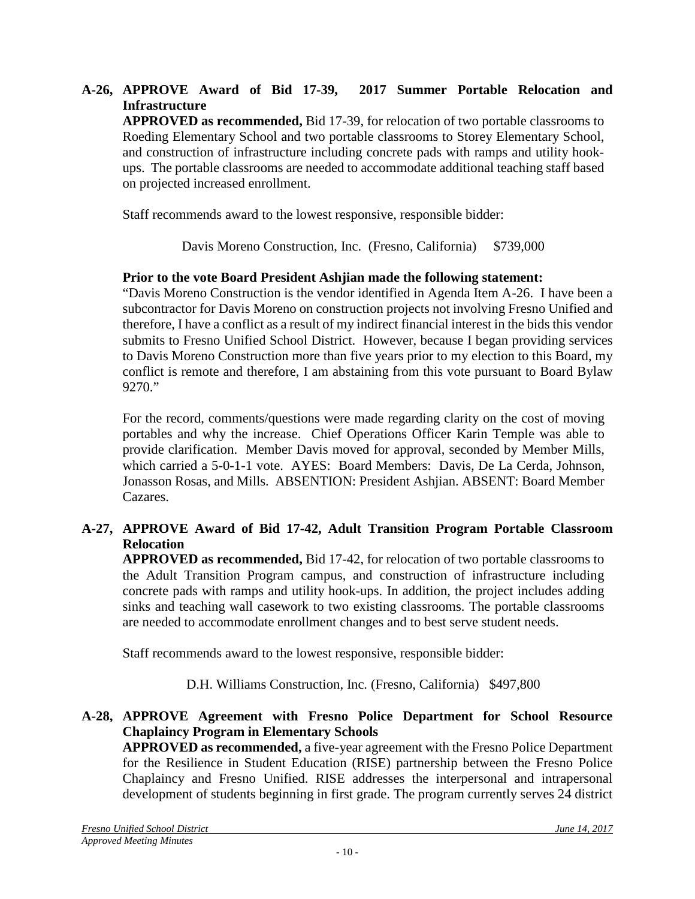**A-26, APPROVE Award of Bid 17-39, 2017 Summer Portable Relocation and Infrastructure**

**APPROVED as recommended,** Bid 17-39, for relocation of two portable classrooms to Roeding Elementary School and two portable classrooms to Storey Elementary School, and construction of infrastructure including concrete pads with ramps and utility hook-ups. The portable classrooms are needed to accommodate additional teaching staff based on projected increased enrollment.

Staff recommends award to the lowest responsive, responsible bidder:

Davis Moreno Construction, Inc. (Fresno, California) $739,000

**Prior to the vote Board President Ashjian made the following statement:**

"Davis Moreno Construction is the vendor identified in Agenda Item A-26. I have been a subcontractor for Davis Moreno on construction projects not involving Fresno Unified and therefore, I have a conflict as a result of my indirect financial interest in the bids this vendor submits to Fresno Unified School District. However, because I began providing services to Davis Moreno Construction more than five years prior to my election to this Board, my conflict is remote and therefore, I am abstaining from this vote pursuant to Board Bylaw 9270."

For the record, comments/questions were made regarding clarity on the cost of moving portables and why the increase. Chief Operations Officer Karin Temple was able to provide clarification. Member Davis moved for approval, seconded by Member Mills, which carried a 5-0-1-1 vote. AYES: Board Members: Davis, De La Cerda, Johnson, Jonasson Rosas, and Mills. ABSENTION: President Ashjian. ABSENT: Board Member Cazares.

**A-27, APPROVE Award of Bid 17-42, Adult Transition Program Portable Classroom Relocation**

**APPROVED as recommended,** Bid 17-42, for relocation of two portable classrooms to the Adult Transition Program campus, and construction of infrastructure including concrete pads with ramps and utility hook-ups. In addition, the project includes adding sinks and teaching wall casework to two existing classrooms. The portable classrooms are needed to accommodate enrollment changes and to best serve student needs.

Staff recommends award to the lowest responsive, responsible bidder:

D.H. Williams Construction, Inc. (Fresno, California) $497,800

**A-28, APPROVE Agreement with Fresno Police Department for School Resource Chaplaincy Program in Elementary Schools**

**APPROVED as recommended,** a five-year agreement with the Fresno Police Department for the Resilience in Student Education (RISE) partnership between the Fresno Police Chaplaincy and Fresno Unified. RISE addresses the interpersonal and intrapersonal development of students beginning in first grade. The program currently serves 24 district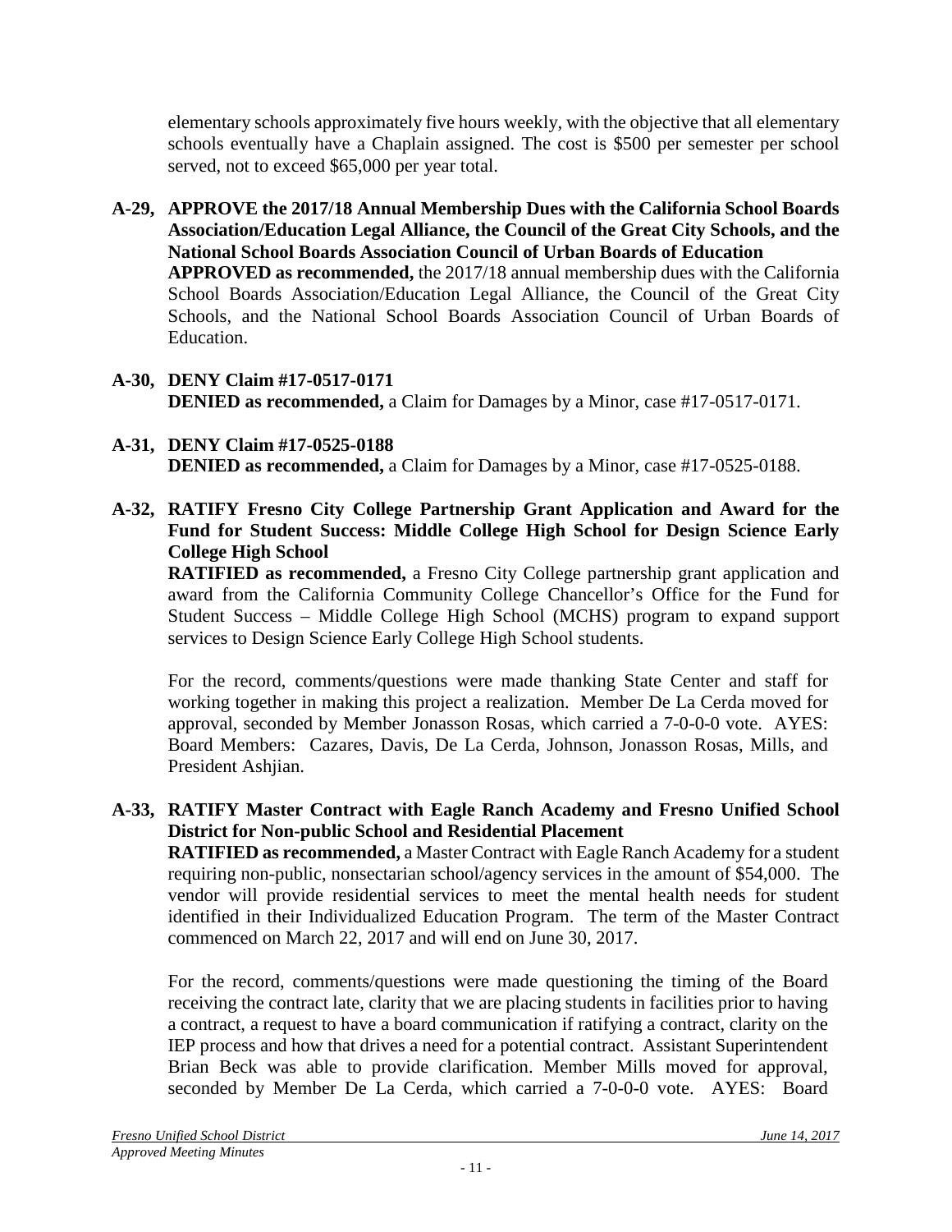elementary schools approximately five hours weekly, with the objective that all elementary schools eventually have a Chaplain assigned. The cost is $500 per semester per school served, not to exceed $65,000 per year total.

**A-29, APPROVE the 2017/18 Annual Membership Dues with the California School Boards Association/Education Legal Alliance, the Council of the Great City Schools, and the National School Boards Association Council of Urban Boards of Education**
**APPROVED as recommended,** the 2017/18 annual membership dues with the California School Boards Association/Education Legal Alliance, the Council of the Great City Schools, and the National School Boards Association Council of Urban Boards of Education.

**A-30, DENY Claim #17-0517-0171**
**DENIED as recommended,** a Claim for Damages by a Minor, case #17-0517-0171.

**A-31, DENY Claim #17-0525-0188**
**DENIED as recommended,** a Claim for Damages by a Minor, case #17-0525-0188.

**A-32, RATIFY Fresno City College Partnership Grant Application and Award for the Fund for Student Success: Middle College High School for Design Science Early College High School**
**RATIFIED as recommended,** a Fresno City College partnership grant application and award from the California Community College Chancellor's Office for the Fund for Student Success – Middle College High School (MCHS) program to expand support services to Design Science Early College High School students.

For the record, comments/questions were made thanking State Center and staff for working together in making this project a realization. Member De La Cerda moved for approval, seconded by Member Jonasson Rosas, which carried a 7-0-0-0 vote. AYES: Board Members: Cazares, Davis, De La Cerda, Johnson, Jonasson Rosas, Mills, and President Ashjian.

**A-33, RATIFY Master Contract with Eagle Ranch Academy and Fresno Unified School District for Non-public School and Residential Placement**
**RATIFIED as recommended,** a Master Contract with Eagle Ranch Academy for a student requiring non-public, nonsectarian school/agency services in the amount of $54,000. The vendor will provide residential services to meet the mental health needs for student identified in their Individualized Education Program. The term of the Master Contract commenced on March 22, 2017 and will end on June 30, 2017.

For the record, comments/questions were made questioning the timing of the Board receiving the contract late, clarity that we are placing students in facilities prior to having a contract, a request to have a board communication if ratifying a contract, clarity on the IEP process and how that drives a need for a potential contract. Assistant Superintendent Brian Beck was able to provide clarification. Member Mills moved for approval, seconded by Member De La Cerda, which carried a 7-0-0-0 vote. AYES: Board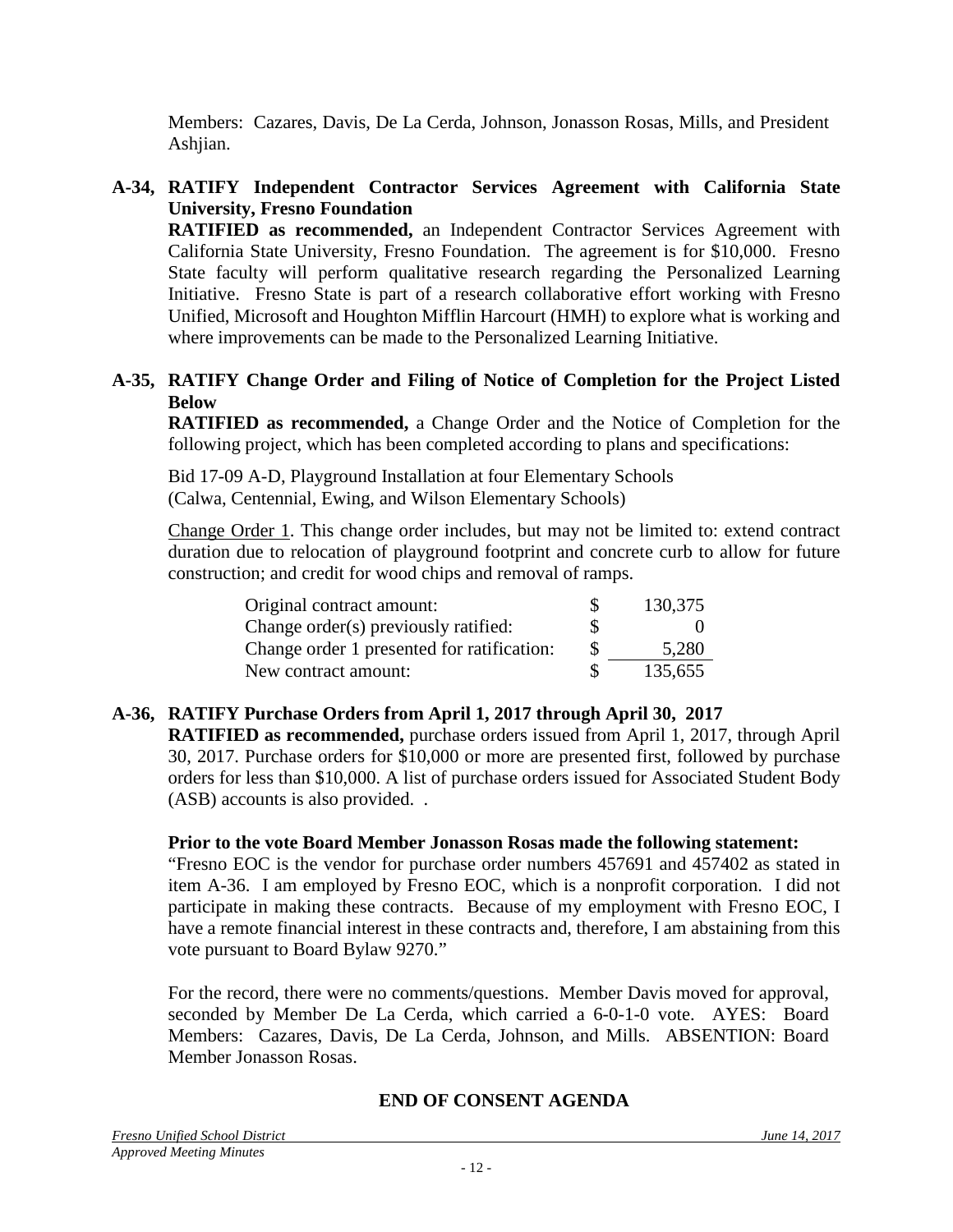Members: Cazares, Davis, De La Cerda, Johnson, Jonasson Rosas, Mills, and President Ashjian.

**A-34, RATIFY Independent Contractor Services Agreement with California State University, Fresno Foundation**

**RATIFIED as recommended,** an Independent Contractor Services Agreement with California State University, Fresno Foundation. The agreement is for $10,000. Fresno State faculty will perform qualitative research regarding the Personalized Learning Initiative. Fresno State is part of a research collaborative effort working with Fresno Unified, Microsoft and Houghton Mifflin Harcourt (HMH) to explore what is working and where improvements can be made to the Personalized Learning Initiative.

**A-35, RATIFY Change Order and Filing of Notice of Completion for the Project Listed Below**

**RATIFIED as recommended,** a Change Order and the Notice of Completion for the following project, which has been completed according to plans and specifications:

Bid 17-09 A-D, Playground Installation at four Elementary Schools
(Calwa, Centennial, Ewing, and Wilson Elementary Schools)

Change Order 1. This change order includes, but may not be limited to: extend contract duration due to relocation of playground footprint and concrete curb to allow for future construction; and credit for wood chips and removal of ramps.

| | | |
|---|---|---|
| Original contract amount: | $ | 130,375 |
| Change order(s) previously ratified: | $ | 0 |
| Change order 1 presented for ratification: | $ | 5,280 |
| New contract amount: | $ | 135,655 |

**A-36, RATIFY Purchase Orders from April 1, 2017 through April 30, 2017**

**RATIFIED as recommended,** purchase orders issued from April 1, 2017, through April 30, 2017. Purchase orders for $10,000 or more are presented first, followed by purchase orders for less than $10,000. A list of purchase orders issued for Associated Student Body (ASB) accounts is also provided. .

**Prior to the vote Board Member Jonasson Rosas made the following statement:**
"Fresno EOC is the vendor for purchase order numbers 457691 and 457402 as stated in item A-36. I am employed by Fresno EOC, which is a nonprofit corporation. I did not participate in making these contracts. Because of my employment with Fresno EOC, I have a remote financial interest in these contracts and, therefore, I am abstaining from this vote pursuant to Board Bylaw 9270."

For the record, there were no comments/questions. Member Davis moved for approval, seconded by Member De La Cerda, which carried a 6-0-1-0 vote. AYES: Board Members: Cazares, Davis, De La Cerda, Johnson, and Mills. ABSENTION: Board Member Jonasson Rosas.

**END OF CONSENT AGENDA**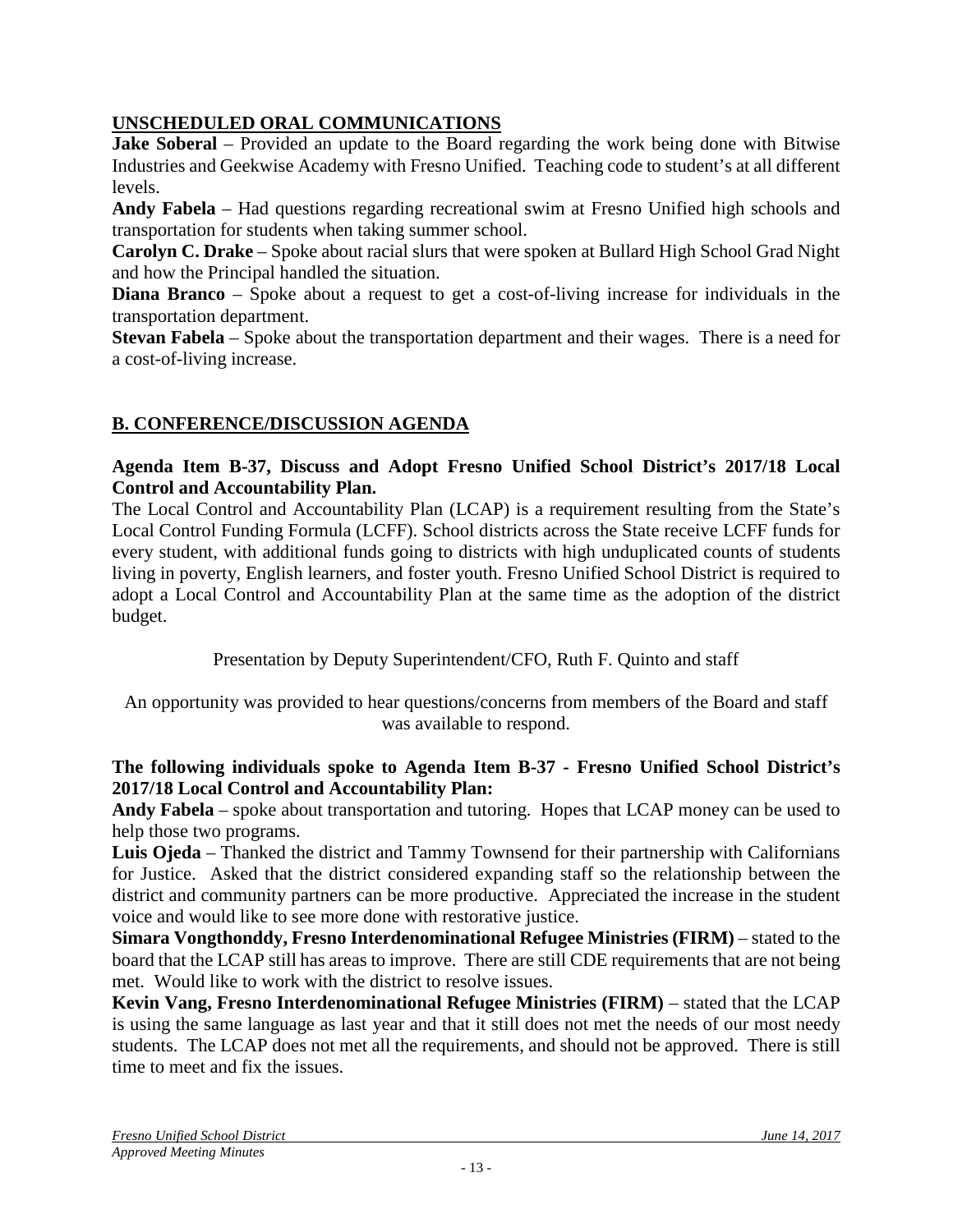## UNSCHEDULED ORAL COMMUNICATIONS

**Jake Soberal** – Provided an update to the Board regarding the work being done with Bitwise Industries and Geekwise Academy with Fresno Unified. Teaching code to student's at all different levels.

**Andy Fabela** – Had questions regarding recreational swim at Fresno Unified high schools and transportation for students when taking summer school.

**Carolyn C. Drake** – Spoke about racial slurs that were spoken at Bullard High School Grad Night and how the Principal handled the situation.

**Diana Branco** – Spoke about a request to get a cost-of-living increase for individuals in the transportation department.

**Stevan Fabela** – Spoke about the transportation department and their wages. There is a need for a cost-of-living increase.

## B. CONFERENCE/DISCUSSION AGENDA

**Agenda Item B-37, Discuss and Adopt Fresno Unified School District's 2017/18 Local Control and Accountability Plan.**

The Local Control and Accountability Plan (LCAP) is a requirement resulting from the State's Local Control Funding Formula (LCFF). School districts across the State receive LCFF funds for every student, with additional funds going to districts with high unduplicated counts of students living in poverty, English learners, and foster youth. Fresno Unified School District is required to adopt a Local Control and Accountability Plan at the same time as the adoption of the district budget.

Presentation by Deputy Superintendent/CFO, Ruth F. Quinto and staff

An opportunity was provided to hear questions/concerns from members of the Board and staff was available to respond.

**The following individuals spoke to Agenda Item B-37 - Fresno Unified School District's 2017/18 Local Control and Accountability Plan:**

**Andy Fabela** – spoke about transportation and tutoring. Hopes that LCAP money can be used to help those two programs.

**Luis Ojeda** – Thanked the district and Tammy Townsend for their partnership with Californians for Justice. Asked that the district considered expanding staff so the relationship between the district and community partners can be more productive. Appreciated the increase in the student voice and would like to see more done with restorative justice.

**Simara Vongthonddy, Fresno Interdenominational Refugee Ministries (FIRM)** – stated to the board that the LCAP still has areas to improve. There are still CDE requirements that are not being met. Would like to work with the district to resolve issues.

**Kevin Vang, Fresno Interdenominational Refugee Ministries (FIRM)** – stated that the LCAP is using the same language as last year and that it still does not met the needs of our most needy students. The LCAP does not met all the requirements, and should not be approved. There is still time to meet and fix the issues.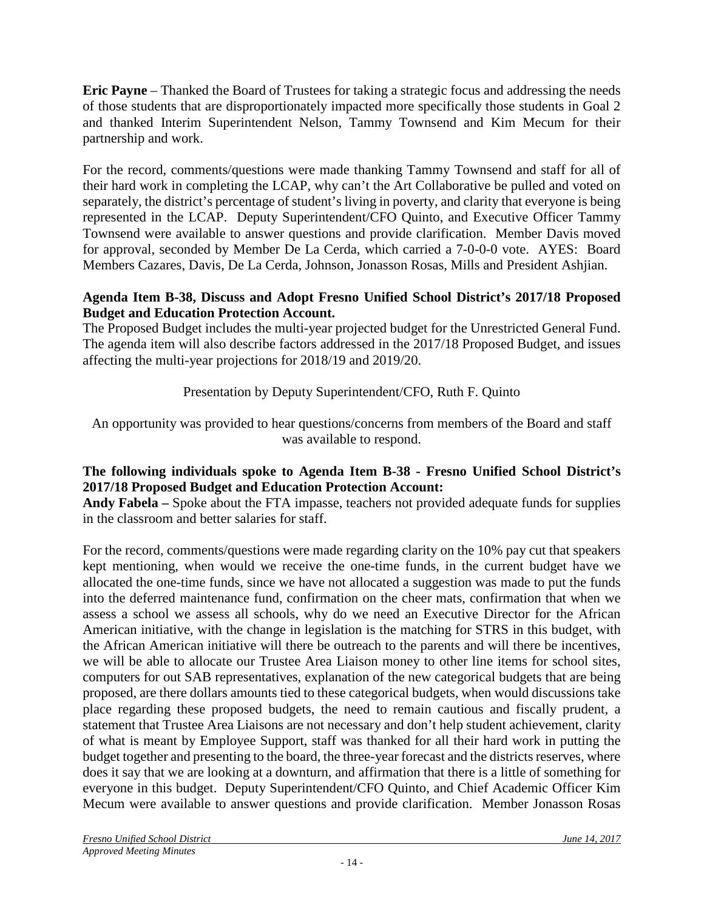**Eric Payne** – Thanked the Board of Trustees for taking a strategic focus and addressing the needs of those students that are disproportionately impacted more specifically those students in Goal 2 and thanked Interim Superintendent Nelson, Tammy Townsend and Kim Mecum for their partnership and work.

For the record, comments/questions were made thanking Tammy Townsend and staff for all of their hard work in completing the LCAP, why can't the Art Collaborative be pulled and voted on separately, the district's percentage of student's living in poverty, and clarity that everyone is being represented in the LCAP. Deputy Superintendent/CFO Quinto, and Executive Officer Tammy Townsend were available to answer questions and provide clarification. Member Davis moved for approval, seconded by Member De La Cerda, which carried a 7-0-0-0 vote. AYES: Board Members Cazares, Davis, De La Cerda, Johnson, Jonasson Rosas, Mills and President Ashjian.

**Agenda Item B-38, Discuss and Adopt Fresno Unified School District's 2017/18 Proposed Budget and Education Protection Account.**
The Proposed Budget includes the multi-year projected budget for the Unrestricted General Fund. The agenda item will also describe factors addressed in the 2017/18 Proposed Budget, and issues affecting the multi-year projections for 2018/19 and 2019/20.

Presentation by Deputy Superintendent/CFO, Ruth F. Quinto

An opportunity was provided to hear questions/concerns from members of the Board and staff was available to respond.

**The following individuals spoke to Agenda Item B-38 - Fresno Unified School District's 2017/18 Proposed Budget and Education Protection Account:**
**Andy Fabela –** Spoke about the FTA impasse, teachers not provided adequate funds for supplies in the classroom and better salaries for staff.

For the record, comments/questions were made regarding clarity on the 10% pay cut that speakers kept mentioning, when would we receive the one-time funds, in the current budget have we allocated the one-time funds, since we have not allocated a suggestion was made to put the funds into the deferred maintenance fund, confirmation on the cheer mats, confirmation that when we assess a school we assess all schools, why do we need an Executive Director for the African American initiative, with the change in legislation is the matching for STRS in this budget, with the African American initiative will there be outreach to the parents and will there be incentives, we will be able to allocate our Trustee Area Liaison money to other line items for school sites, computers for out SAB representatives, explanation of the new categorical budgets that are being proposed, are there dollars amounts tied to these categorical budgets, when would discussions take place regarding these proposed budgets, the need to remain cautious and fiscally prudent, a statement that Trustee Area Liaisons are not necessary and don't help student achievement, clarity of what is meant by Employee Support, staff was thanked for all their hard work in putting the budget together and presenting to the board, the three-year forecast and the districts reserves, where does it say that we are looking at a downturn, and affirmation that there is a little of something for everyone in this budget. Deputy Superintendent/CFO Quinto, and Chief Academic Officer Kim Mecum were available to answer questions and provide clarification. Member Jonasson Rosas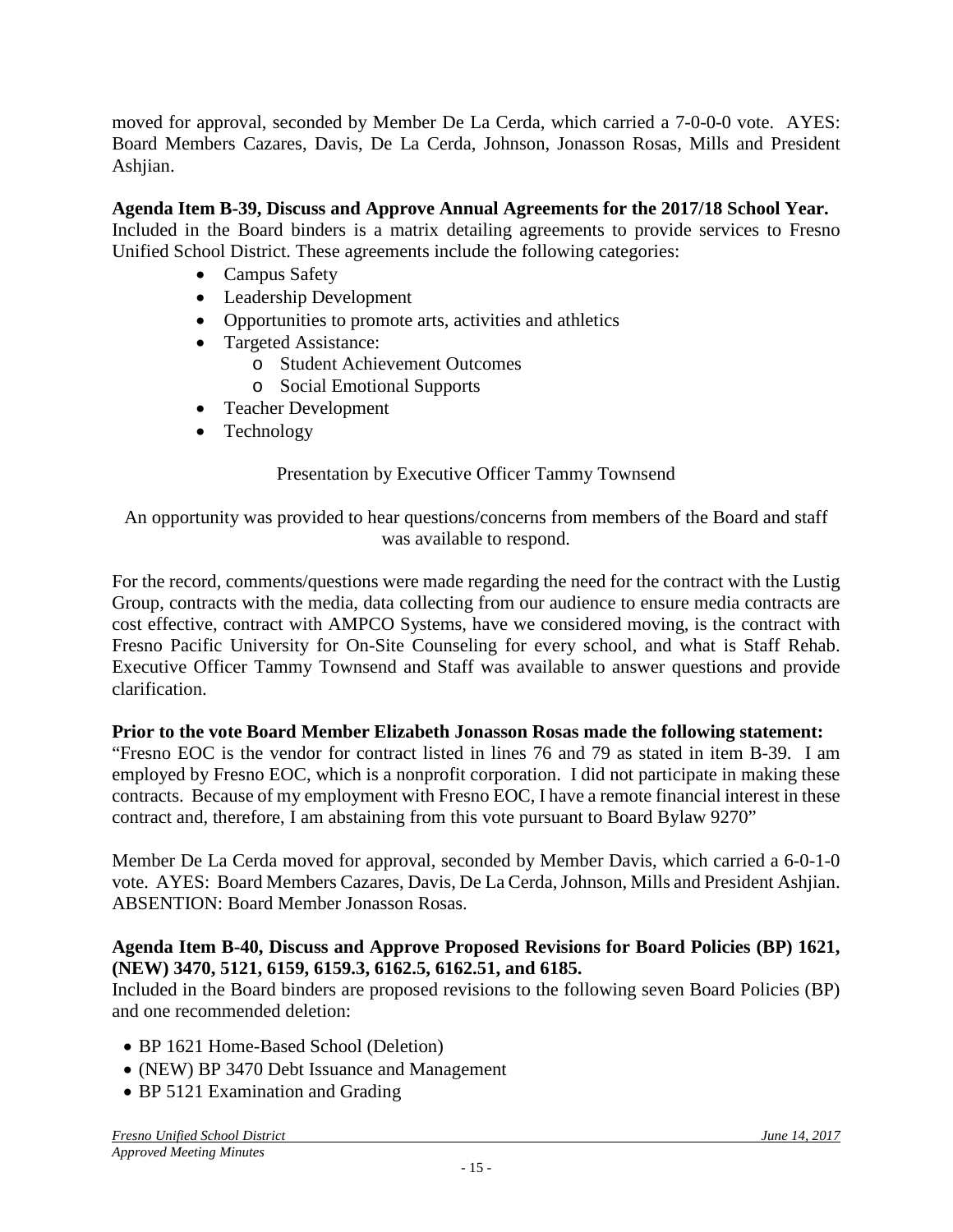moved for approval, seconded by Member De La Cerda, which carried a 7-0-0-0 vote. AYES: Board Members Cazares, Davis, De La Cerda, Johnson, Jonasson Rosas, Mills and President Ashjian.

**Agenda Item B-39, Discuss and Approve Annual Agreements for the 2017/18 School Year.**
Included in the Board binders is a matrix detailing agreements to provide services to Fresno Unified School District. These agreements include the following categories:

- Campus Safety
- Leadership Development
- Opportunities to promote arts, activities and athletics
- Targeted Assistance:
  - Student Achievement Outcomes
  - Social Emotional Supports
- Teacher Development
- Technology

Presentation by Executive Officer Tammy Townsend

An opportunity was provided to hear questions/concerns from members of the Board and staff was available to respond.

For the record, comments/questions were made regarding the need for the contract with the Lustig Group, contracts with the media, data collecting from our audience to ensure media contracts are cost effective, contract with AMPCO Systems, have we considered moving, is the contract with Fresno Pacific University for On-Site Counseling for every school, and what is Staff Rehab. Executive Officer Tammy Townsend and Staff was available to answer questions and provide clarification.

**Prior to the vote Board Member Elizabeth Jonasson Rosas made the following statement:**
"Fresno EOC is the vendor for contract listed in lines 76 and 79 as stated in item B-39. I am employed by Fresno EOC, which is a nonprofit corporation. I did not participate in making these contracts. Because of my employment with Fresno EOC, I have a remote financial interest in these contract and, therefore, I am abstaining from this vote pursuant to Board Bylaw 9270"

Member De La Cerda moved for approval, seconded by Member Davis, which carried a 6-0-1-0 vote. AYES: Board Members Cazares, Davis, De La Cerda, Johnson, Mills and President Ashjian. ABSENTION: Board Member Jonasson Rosas.

**Agenda Item B-40, Discuss and Approve Proposed Revisions for Board Policies (BP) 1621, (NEW) 3470, 5121, 6159, 6159.3, 6162.5, 6162.51, and 6185.**
Included in the Board binders are proposed revisions to the following seven Board Policies (BP) and one recommended deletion:

- BP 1621 Home-Based School (Deletion)
- (NEW) BP 3470 Debt Issuance and Management
- BP 5121 Examination and Grading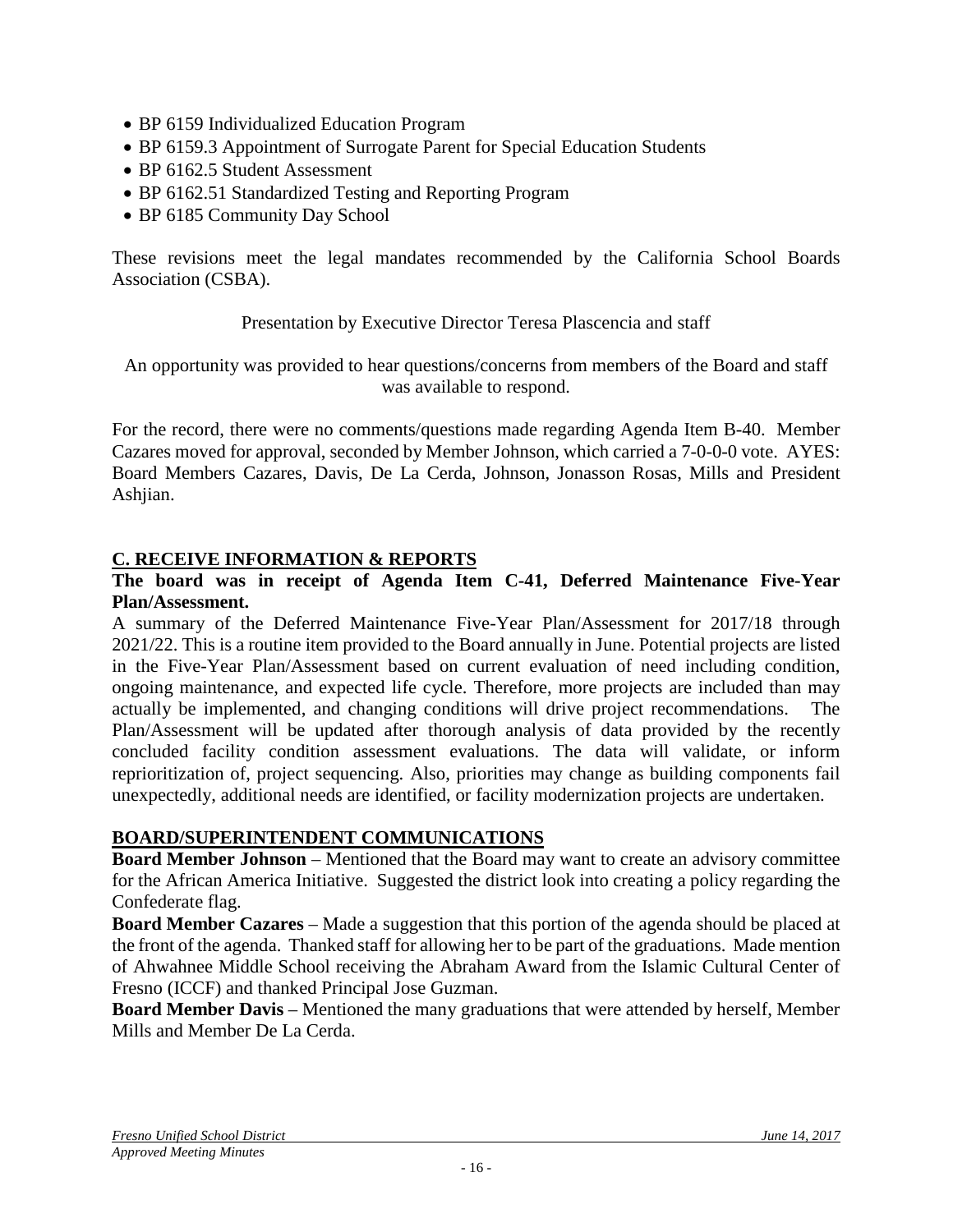- BP 6159 Individualized Education Program
- BP 6159.3 Appointment of Surrogate Parent for Special Education Students
- BP 6162.5 Student Assessment
- BP 6162.51 Standardized Testing and Reporting Program
- BP 6185 Community Day School

These revisions meet the legal mandates recommended by the California School Boards Association (CSBA).

Presentation by Executive Director Teresa Plascencia and staff

An opportunity was provided to hear questions/concerns from members of the Board and staff was available to respond.

For the record, there were no comments/questions made regarding Agenda Item B-40. Member Cazares moved for approval, seconded by Member Johnson, which carried a 7-0-0-0 vote. AYES: Board Members Cazares, Davis, De La Cerda, Johnson, Jonasson Rosas, Mills and President Ashjian.

## C. RECEIVE INFORMATION & REPORTS

**The board was in receipt of Agenda Item C-41, Deferred Maintenance Five-Year Plan/Assessment.**

A summary of the Deferred Maintenance Five-Year Plan/Assessment for 2017/18 through 2021/22. This is a routine item provided to the Board annually in June. Potential projects are listed in the Five-Year Plan/Assessment based on current evaluation of need including condition, ongoing maintenance, and expected life cycle. Therefore, more projects are included than may actually be implemented, and changing conditions will drive project recommendations. The Plan/Assessment will be updated after thorough analysis of data provided by the recently concluded facility condition assessment evaluations. The data will validate, or inform reprioritization of, project sequencing. Also, priorities may change as building components fail unexpectedly, additional needs are identified, or facility modernization projects are undertaken.

## BOARD/SUPERINTENDENT COMMUNICATIONS

**Board Member Johnson** – Mentioned that the Board may want to create an advisory committee for the African America Initiative. Suggested the district look into creating a policy regarding the Confederate flag.

**Board Member Cazares** – Made a suggestion that this portion of the agenda should be placed at the front of the agenda. Thanked staff for allowing her to be part of the graduations. Made mention of Ahwahnee Middle School receiving the Abraham Award from the Islamic Cultural Center of Fresno (ICCF) and thanked Principal Jose Guzman.

**Board Member Davis** – Mentioned the many graduations that were attended by herself, Member Mills and Member De La Cerda.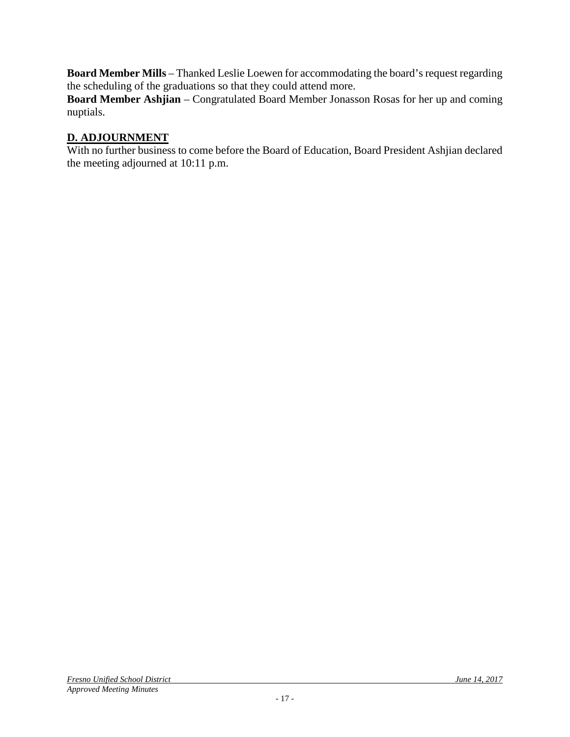**Board Member Mills** – Thanked Leslie Loewen for accommodating the board's request regarding the scheduling of the graduations so that they could attend more.
**Board Member Ashjian** – Congratulated Board Member Jonasson Rosas for her up and coming nuptials.

## D. ADJOURNMENT

With no further business to come before the Board of Education, Board President Ashjian declared the meeting adjourned at 10:11 p.m.